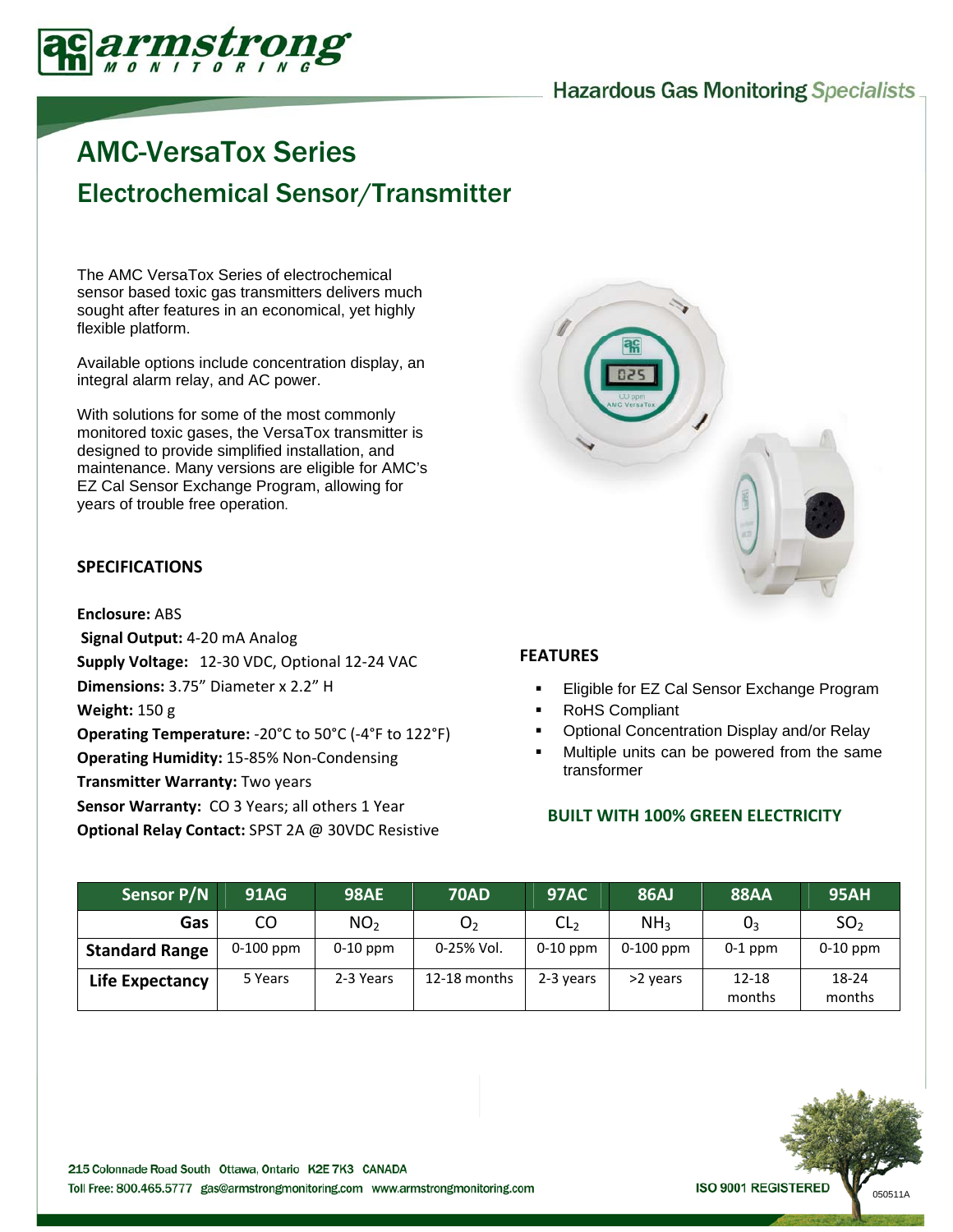# AMC-VersaTox Series

## Electrochemical Sensor/Transmitter

Hazardous Gas Monitoring *Specialists*

The AMC VersaTox Series of electrochemical sensor based toxic gas transmitters delivers much sought after features in an economical, yet highly flexible platform.

Available options include concentration display, an integral alarm relay, and AC power.

With solutions for some of the most commonly monitored toxic gases, the VersaTox transmitter is designed to provide simplified installation, and maintenance. Many versions are eligible for AMC's EZ Cal Sensor Exchange Program, allowing for years of trouble free operation.

### SPECIFICATIONS

**Enclosure:** ABS
**Signal Output:** 4-20 mA Analog
**Supply Voltage:** 12-30 VDC, Optional 12-24 VAC
**Dimensions:** 3.75" Diameter x 2.2" H
**Weight:** 150 g
**Operating Temperature:** -20°C to 50°C (-4°F to 122°F)
**Operating Humidity:** 15-85% Non-Condensing
**Transmitter Warranty:** Two years
**Sensor Warranty:** CO 3 Years; all others 1 Year
**Optional Relay Contact:** SPST 2A @ 30VDC Resistive

### FEATURES

- Eligible for EZ Cal Sensor Exchange Program
- RoHS Compliant
- Optional Concentration Display and/or Relay
- Multiple units can be powered from the same transformer

**BUILT WITH 100% GREEN ELECTRICITY**

| Sensor P/N | 91AG | 98AE | 70AD | 97AC | 86AJ | 88AA | 95AH |
|---|---|---|---|---|---|---|---|
| **Gas** | CO | $NO_2$ | $O_2$ | $CL_2$ | $NH_3$ | $0_3$ | $SO_2$ |
| **Standard Range** | 0-100 ppm | 0-10 ppm | 0-25% Vol. | 0-10 ppm | 0-100 ppm | 0-1 ppm | 0-10 ppm |
| **Life Expectancy** | 5 Years | 2-3 Years | 12-18 months | 2-3 years | >2 years | 12-18 months | 18-24 months |

215 Colonnade Road South Ottawa, Ontario K2E 7K3 CANADA
Toll Free: 800.465.5777 gas@armstrongmonitoring.com www.armstrongmonitoring.com

ISO 9001 REGISTERED

050511A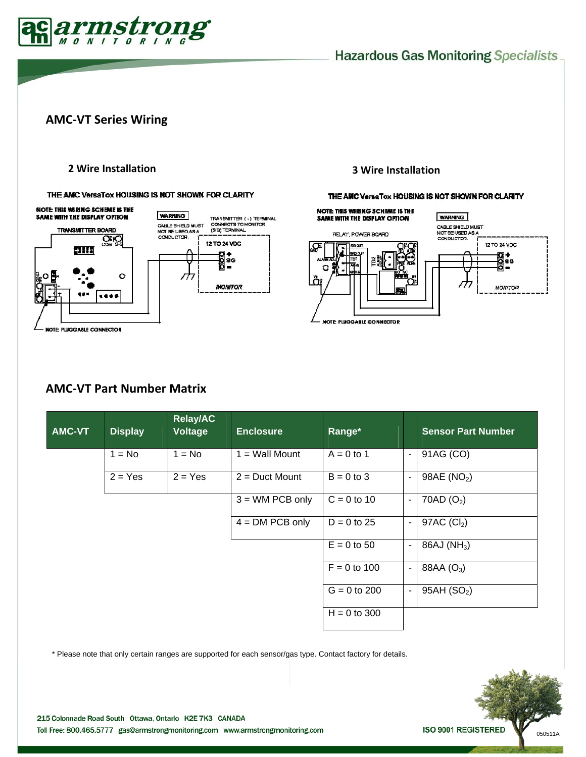## AMC-VT Series Wiring

### 2 Wire Installation

THE AMC VersaTox HOUSING IS NOT SHOWN FOR CLARITY

NOTE: THIS WIRING SCHEME IS THE SAME WITH THE DISPLAY OPTION

WARNING

CABLE SHIELD MUST NOT BE USED AS A CONDUCTOR.

TRANSMITTER (-) TERMINAL CONNECTS TO MONITOR (SIG) TERMINAL.

TRANSMITTER BOARD

12 TO 24 VDC

MONITOR

NOTE: PLUGGABLE CONNECTOR

### 3 Wire Installation

THE AMC VersaTox HOUSING IS NOT SHOWN FOR CLARITY

NOTE: THIS WIRING SCHEME IS THE SAME WITH THE DISPLAY OPTION

WARNING

CABLE SHIELD MUST NOT BE USED AS A CONDUCTOR.

RELAY, POWER BOARD

12 TO 24 VDC

MONITOR

NOTE: PLUGGABLE CONNECTOR

## AMC-VT Part Number Matrix

| AMC-VT | Display | Relay/AC Voltage | Enclosure | Range* | | Sensor Part Number |
|---|---|---|---|---|---|---|
| | 1 = No | 1 = No | 1 = Wall Mount | A = 0 to 1 | - | 91AG (CO) |
| | 2 = Yes | 2 = Yes | 2 = Duct Mount | B = 0 to 3 | - | 98AE ($NO_2$) |
| | | | 3 = WM PCB only | C = 0 to 10 | - | 70AD ($O_2$) |
| | | | 4 = DM PCB only | D = 0 to 25 | - | 97AC ($Cl_2$) |
| | | | | E = 0 to 50 | - | 86AJ ($NH_3$) |
| | | | | F = 0 to 100 | - | 88AA ($O_3$) |
| | | | | G = 0 to 200 | - | 95AH ($SO_2$) |
| | | | | H = 0 to 300 | | |

* Please note that only certain ranges are supported for each sensor/gas type. Contact factory for details.

215 Colonnade Road South Ottawa, Ontario K2E 7K3 CANADA
Toll Free: 800.465.5777 gas@armstrongmonitoring.com www.armstrongmonitoring.com

ISO 9001 REGISTERED

050511A